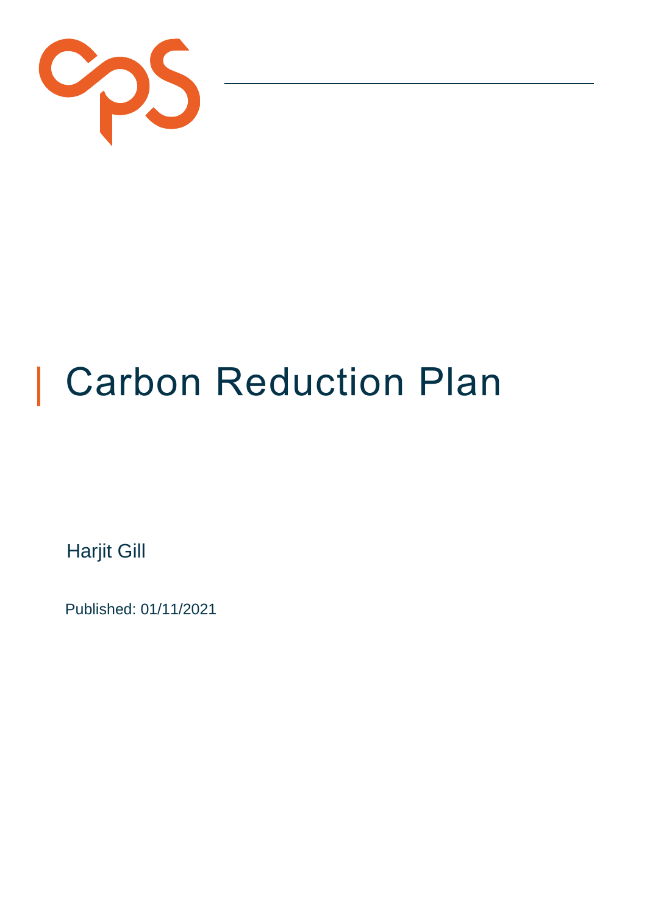# Carbon Reduction Plan

Harjit Gill

Published: 01/11/2021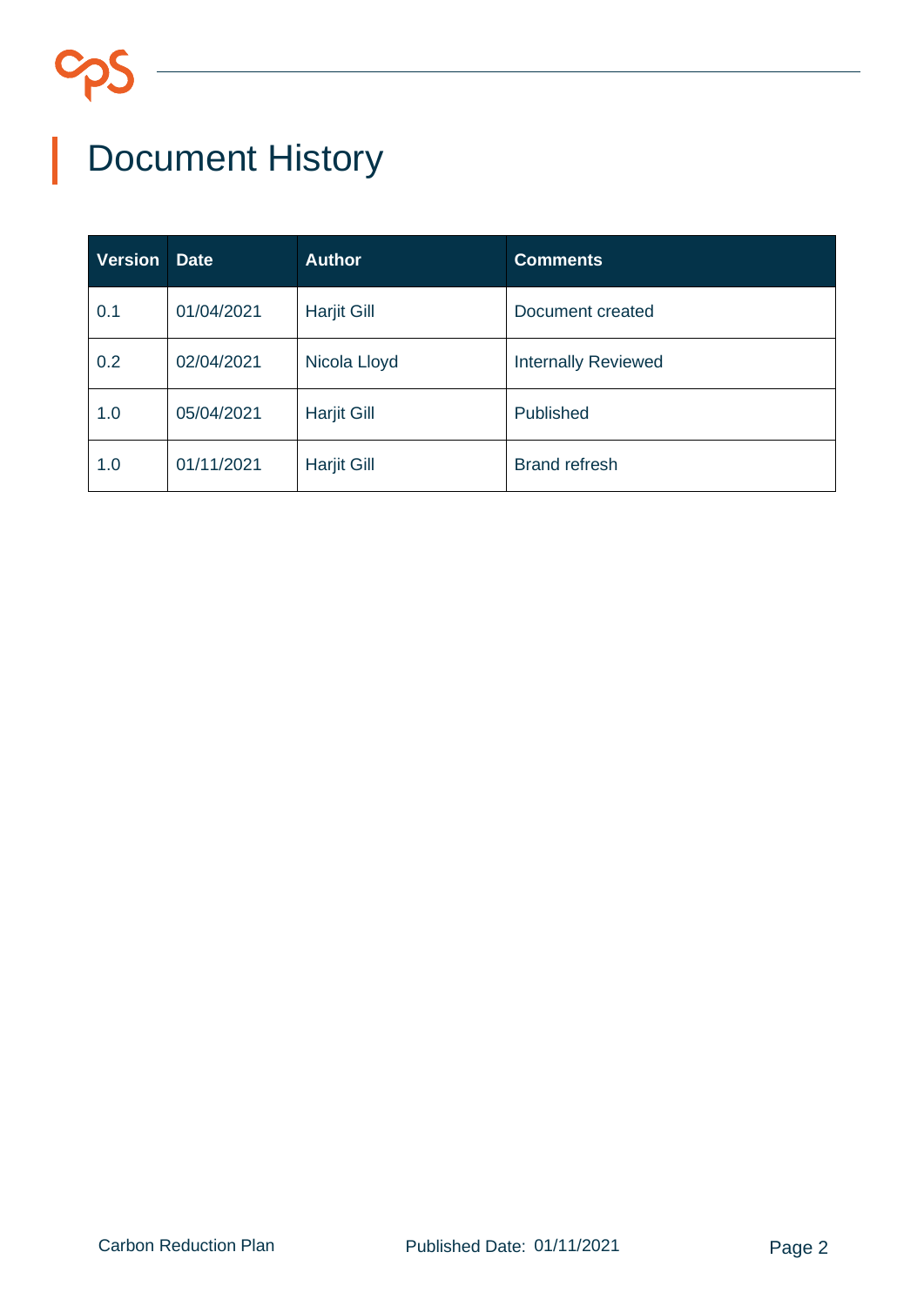# Document History

| Version | Date | Author | Comments |
| --- | --- | --- | --- |
| 0.1 | 01/04/2021 | Harjit Gill | Document created |
| 0.2 | 02/04/2021 | Nicola Lloyd | Internally Reviewed |
| 1.0 | 05/04/2021 | Harjit Gill | Published |
| 1.0 | 01/11/2021 | Harjit Gill | Brand refresh |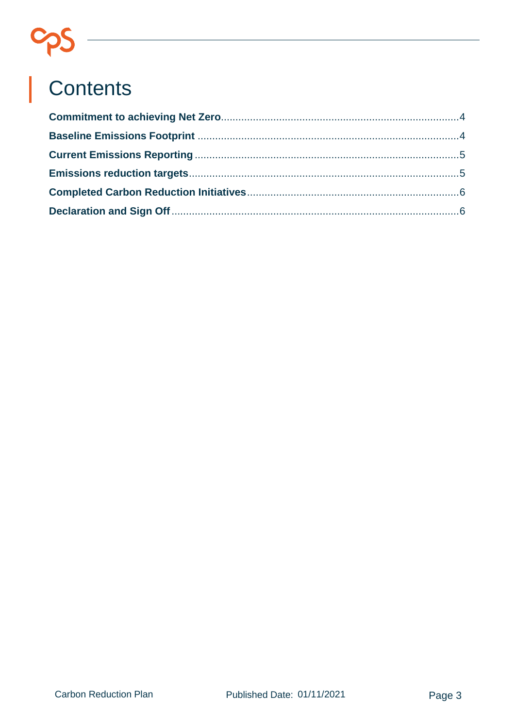# Contents

**Commitment to achieving Net Zero**....................................................................................4
**Baseline Emissions Footprint** .........................................................................................4
**Current Emissions Reporting** .........................................................................................5
**Emissions reduction targets**............................................................................................5
**Completed Carbon Reduction Initiatives**........................................................................6
**Declaration and Sign Off**.................................................................................................6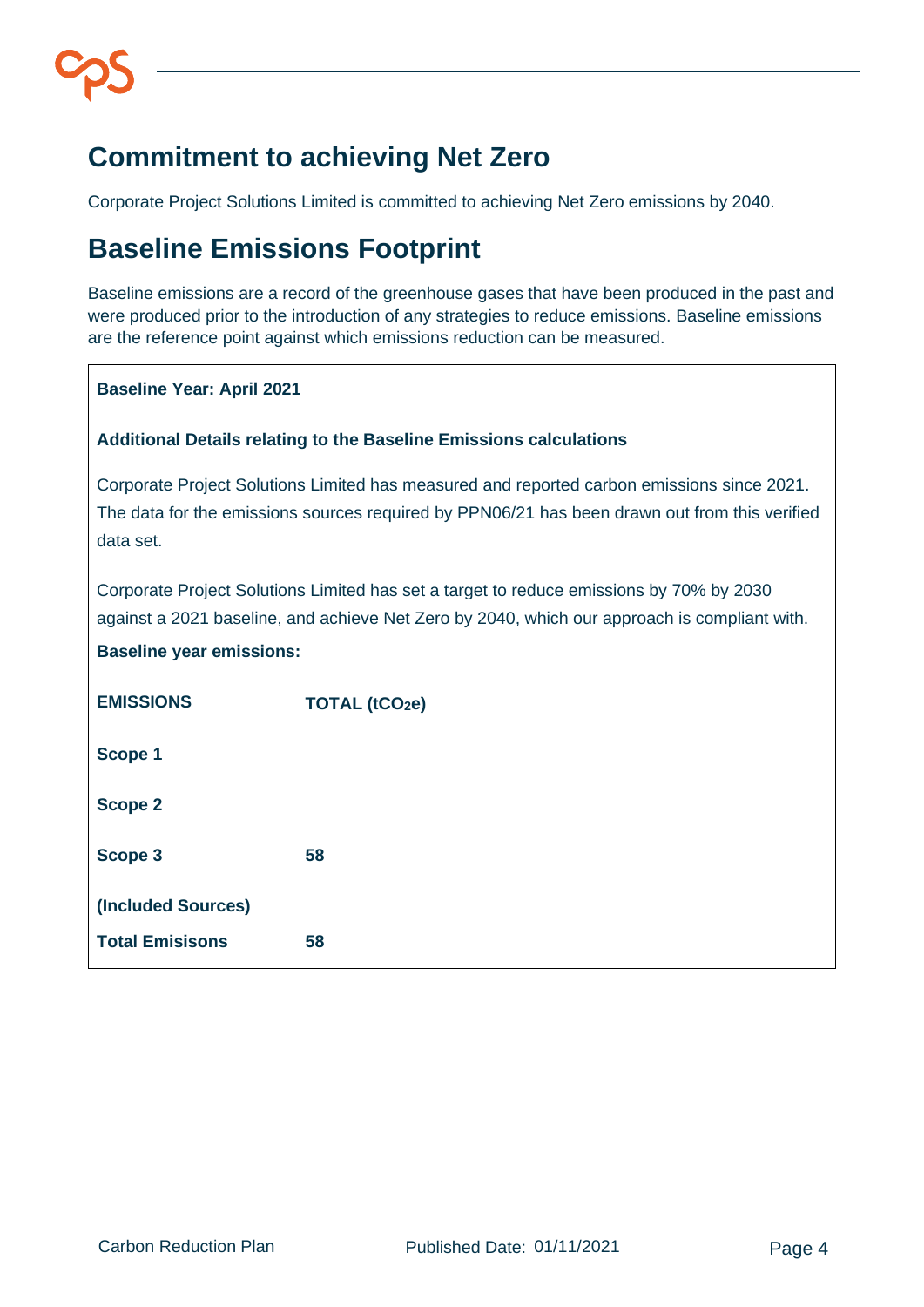## Commitment to achieving Net Zero

Corporate Project Solutions Limited is committed to achieving Net Zero emissions by 2040.

## Baseline Emissions Footprint

Baseline emissions are a record of the greenhouse gases that have been produced in the past and were produced prior to the introduction of any strategies to reduce emissions. Baseline emissions are the reference point against which emissions reduction can be measured.

**Baseline Year: April 2021**

**Additional Details relating to the Baseline Emissions calculations**

Corporate Project Solutions Limited has measured and reported carbon emissions since 2021. The data for the emissions sources required by PPN06/21 has been drawn out from this verified data set.

Corporate Project Solutions Limited has set a target to reduce emissions by 70% by 2030 against a 2021 baseline, and achieve Net Zero by 2040, which our approach is compliant with.

**Baseline year emissions:**

| EMISSIONS | TOTAL ($tCO_2e$) |
|---|---|
| **Scope 1** | |
| **Scope 2** | |
| **Scope 3** | **58** |
| **(Included Sources)** | |
| **Total Emisisons** | **58** |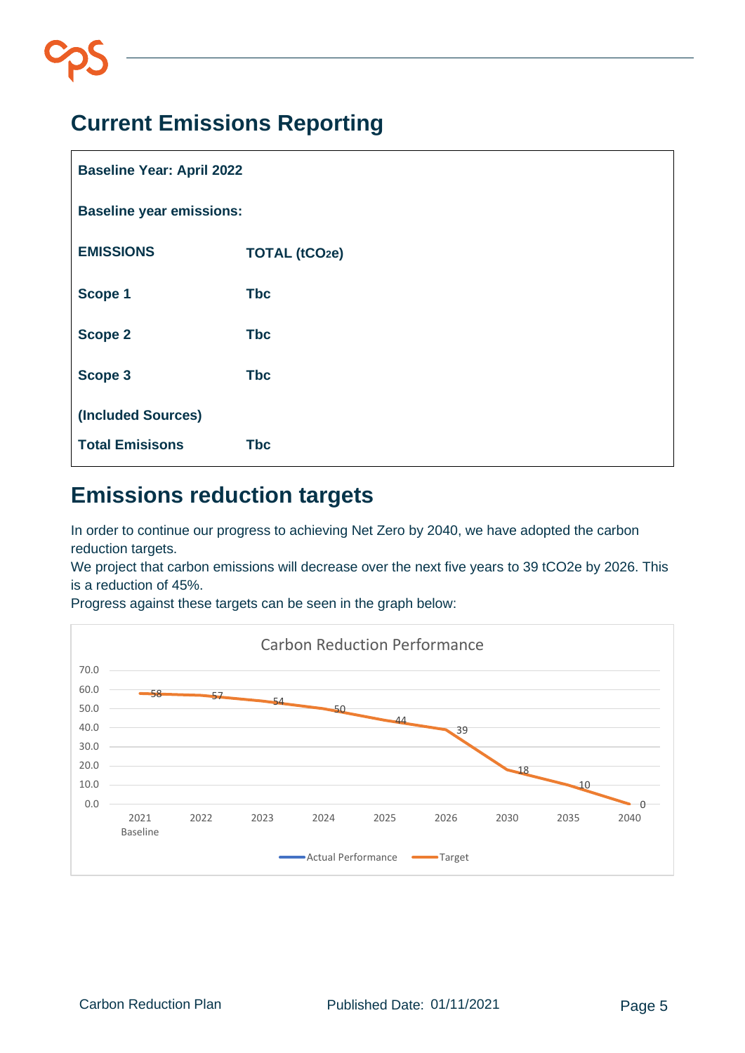# Current Emissions Reporting

**Baseline Year: April 2022**

**Baseline year emissions:**

| EMISSIONS | TOTAL ($tCO_2e$) |
|---|---|
| Scope 1 | Tbc |
| Scope 2 | Tbc |
| Scope 3 | Tbc |
| (Included Sources) | |
| Total Emisisons | Tbc |

# Emissions reduction targets

In order to continue our progress to achieving Net Zero by 2040, we have adopted the carbon reduction targets.

We project that carbon emissions will decrease over the next five years to 39 tCO2e by 2026. This is a reduction of 45%.

Progress against these targets can be seen in the graph below:

**Carbon Reduction Performance**

| Year | Target |
|---|---|
| 2021 Baseline | 58 |
| 2022 | 57 |
| 2023 | 54 |
| 2024 | 50 |
| 2025 | 44 |
| 2026 | 39 |
| 2030 | 18 |
| 2035 | 10 |
| 2040 | 0 |

Legend: Actual Performance, Target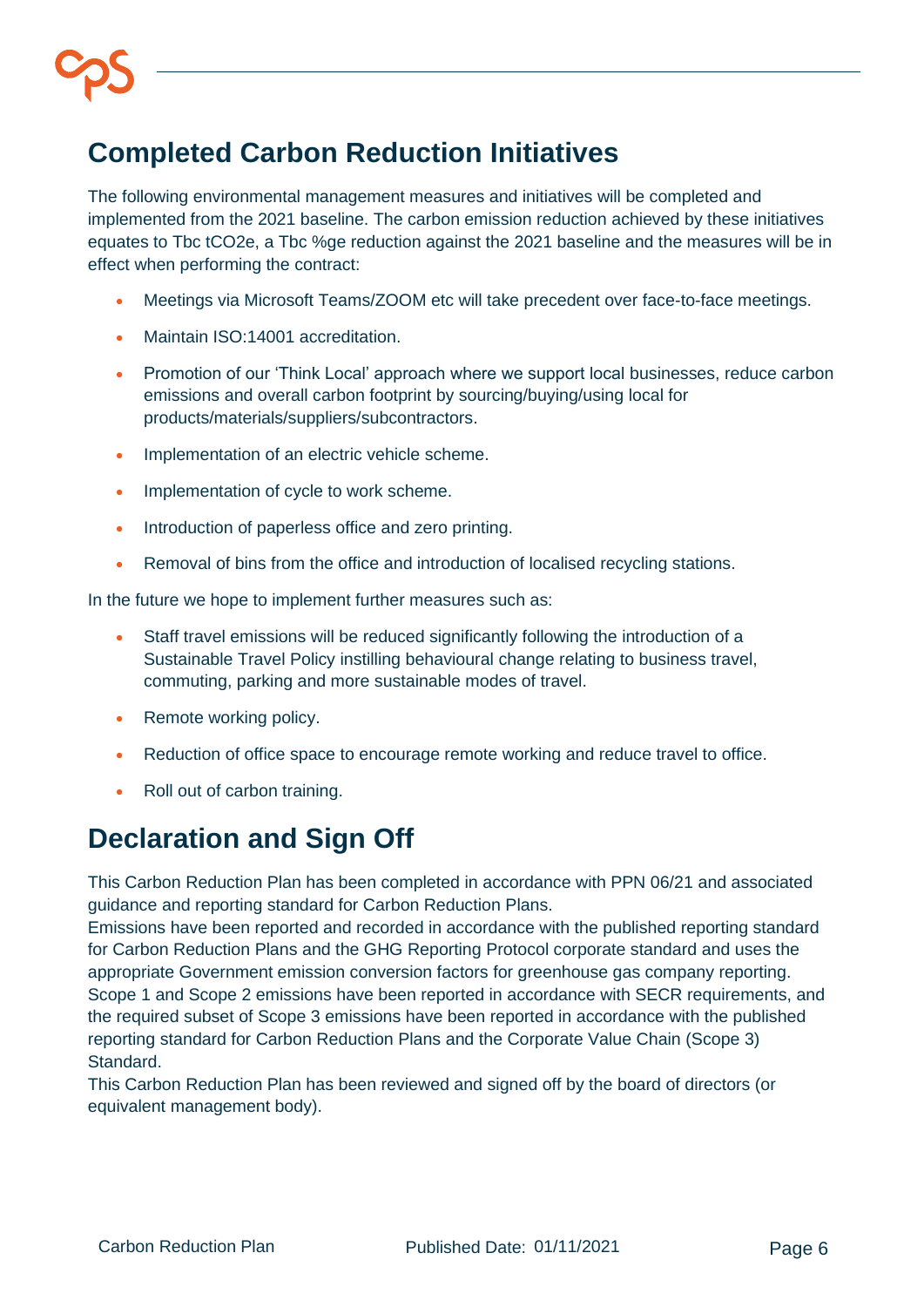## Completed Carbon Reduction Initiatives

The following environmental management measures and initiatives will be completed and implemented from the 2021 baseline. The carbon emission reduction achieved by these initiatives equates to Tbc $tCO_2e$, a Tbc %ge reduction against the 2021 baseline and the measures will be in effect when performing the contract:

- Meetings via Microsoft Teams/ZOOM etc will take precedent over face-to-face meetings.
- Maintain ISO:14001 accreditation.
- Promotion of our 'Think Local' approach where we support local businesses, reduce carbon emissions and overall carbon footprint by sourcing/buying/using local for products/materials/suppliers/subcontractors.
- Implementation of an electric vehicle scheme.
- Implementation of cycle to work scheme.
- Introduction of paperless office and zero printing.
- Removal of bins from the office and introduction of localised recycling stations.

In the future we hope to implement further measures such as:

- Staff travel emissions will be reduced significantly following the introduction of a Sustainable Travel Policy instilling behavioural change relating to business travel, commuting, parking and more sustainable modes of travel.
- Remote working policy.
- Reduction of office space to encourage remote working and reduce travel to office.
- Roll out of carbon training.

## Declaration and Sign Off

This Carbon Reduction Plan has been completed in accordance with PPN 06/21 and associated guidance and reporting standard for Carbon Reduction Plans.

Emissions have been reported and recorded in accordance with the published reporting standard for Carbon Reduction Plans and the GHG Reporting Protocol corporate standard and uses the appropriate Government emission conversion factors for greenhouse gas company reporting.

Scope 1 and Scope 2 emissions have been reported in accordance with SECR requirements, and the required subset of Scope 3 emissions have been reported in accordance with the published reporting standard for Carbon Reduction Plans and the Corporate Value Chain (Scope 3) Standard.

This Carbon Reduction Plan has been reviewed and signed off by the board of directors (or equivalent management body).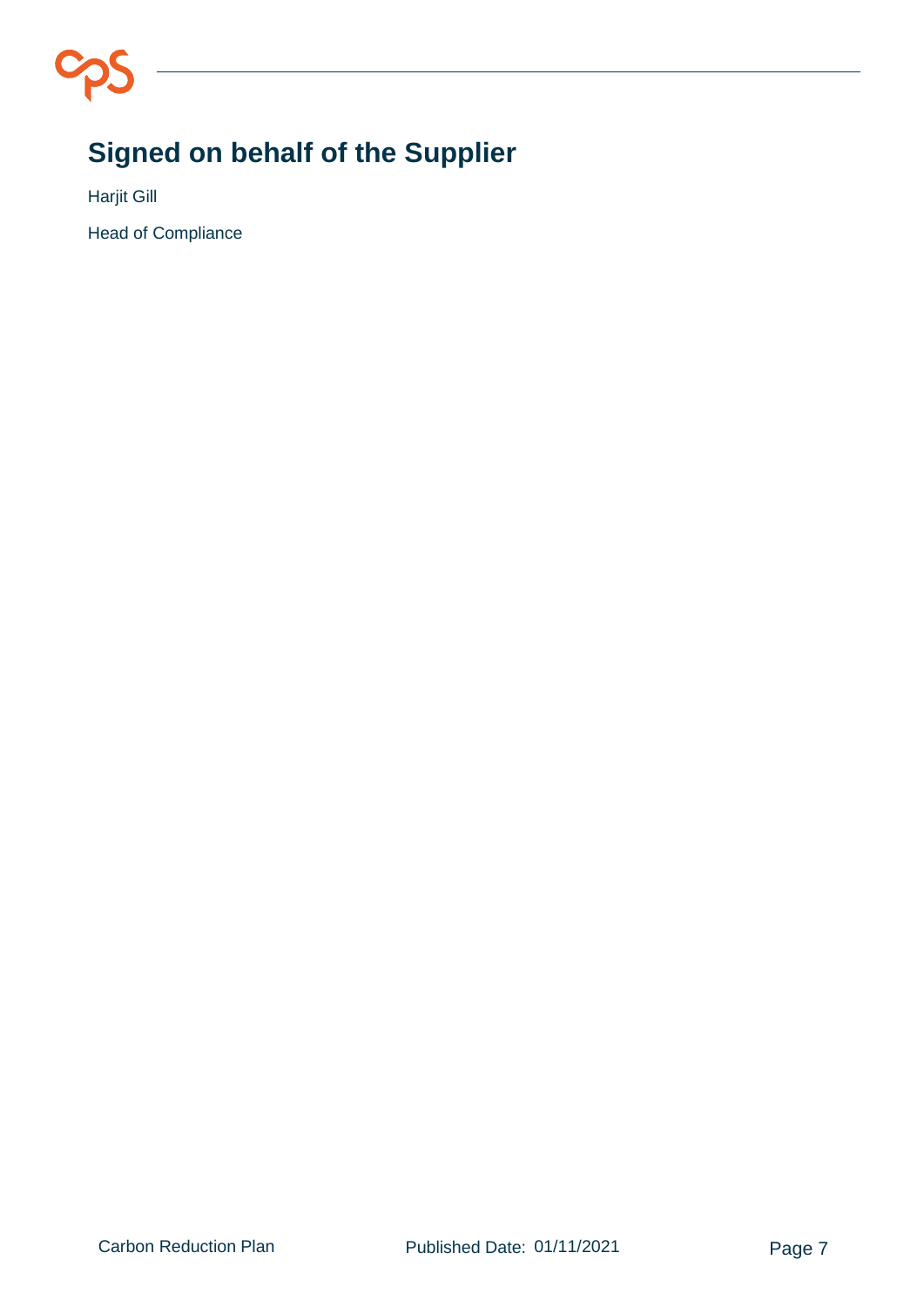## Signed on behalf of the Supplier

Harjit Gill

Head of Compliance